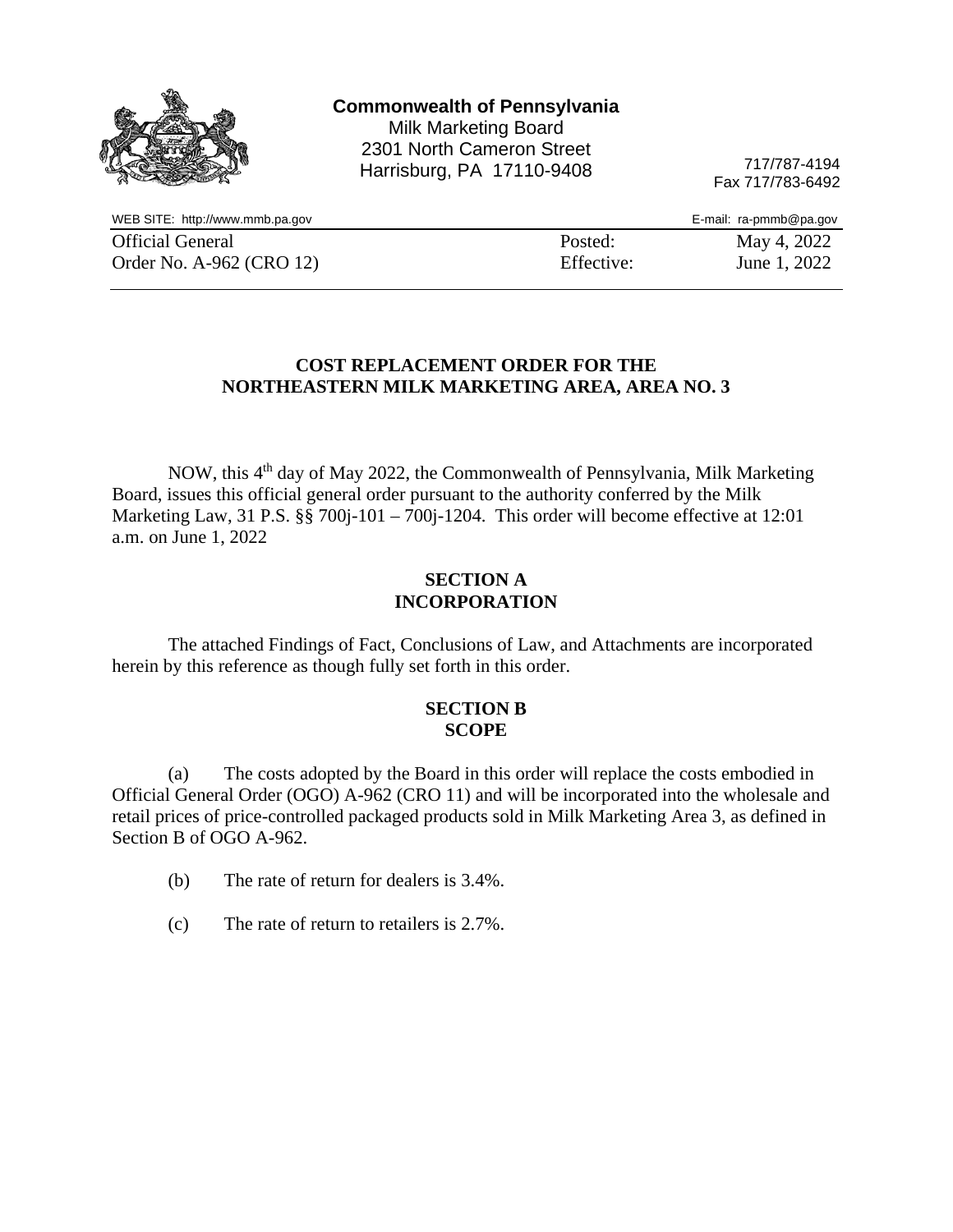**Commonwealth of Pennsylvania**
Milk Marketing Board
2301 North Cameron Street
Harrisburg, PA 17110-9408

717/787-4194
Fax 717/783-6492

WEB SITE: http://www.mmb.pa.gov
E-mail: ra-pmmb@pa.gov

| | | |
|---|---|---|
| Official General Order No. A-962 (CRO 12) | Posted: | May 4, 2022 |
| | Effective: | June 1, 2022 |

## COST REPLACEMENT ORDER FOR THE NORTHEASTERN MILK MARKETING AREA, AREA NO. 3

NOW, this 4th day of May 2022, the Commonwealth of Pennsylvania, Milk Marketing Board, issues this official general order pursuant to the authority conferred by the Milk Marketing Law, 31 P.S. §§ 700j-101 – 700j-1204. This order will become effective at 12:01 a.m. on June 1, 2022

### SECTION A
### INCORPORATION

The attached Findings of Fact, Conclusions of Law, and Attachments are incorporated herein by this reference as though fully set forth in this order.

### SECTION B
### SCOPE

(a) The costs adopted by the Board in this order will replace the costs embodied in Official General Order (OGO) A-962 (CRO 11) and will be incorporated into the wholesale and retail prices of price-controlled packaged products sold in Milk Marketing Area 3, as defined in Section B of OGO A-962.

(b) The rate of return for dealers is 3.4%.

(c) The rate of return to retailers is 2.7%.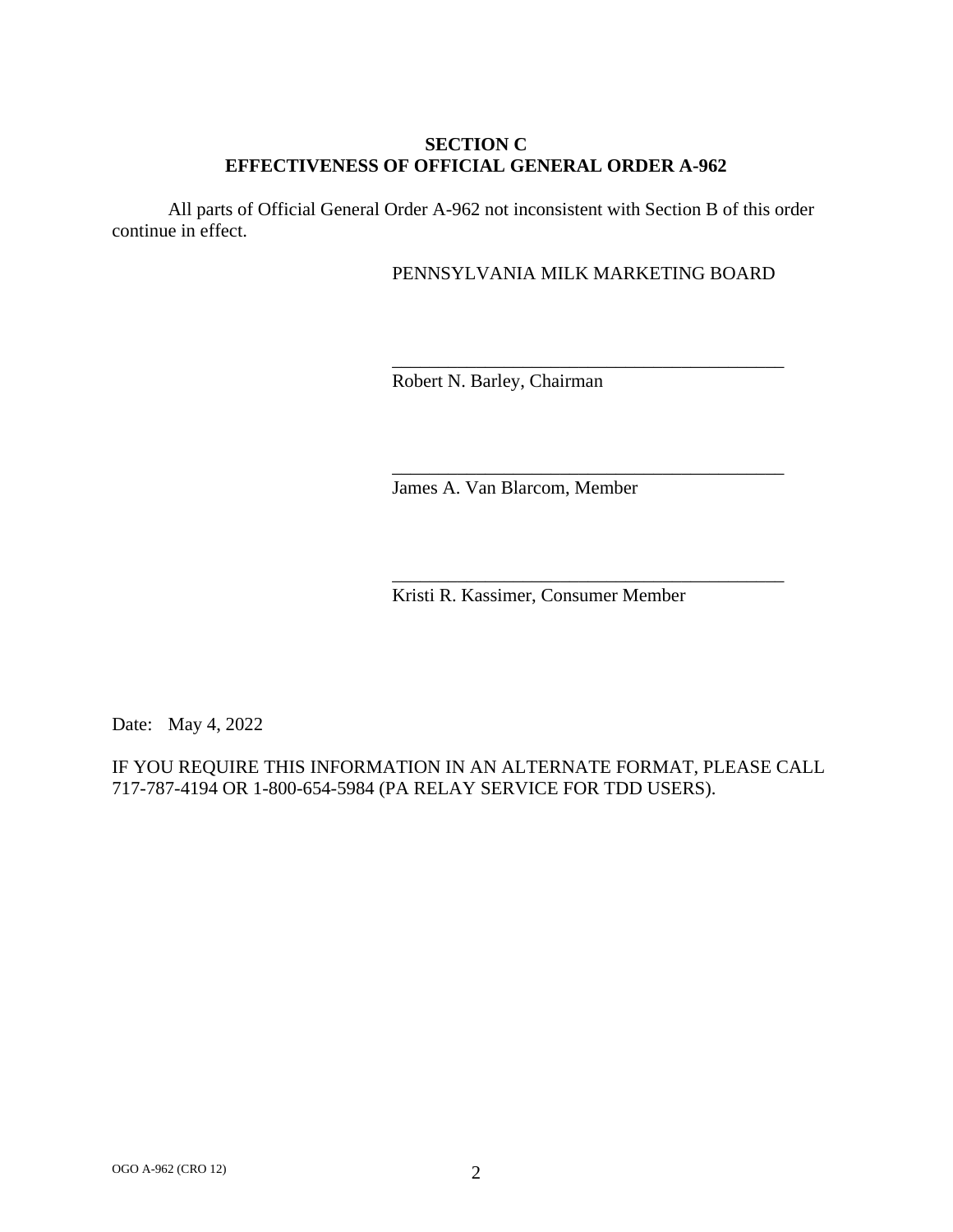## SECTION C
## EFFECTIVENESS OF OFFICIAL GENERAL ORDER A-962

All parts of Official General Order A-962 not inconsistent with Section B of this order continue in effect.

PENNSYLVANIA MILK MARKETING BOARD

\_\_\_\_\_\_\_\_\_\_\_\_\_\_\_\_\_\_\_\_\_\_\_\_\_\_\_\_\_\_\_\_\_\_\_\_\_\_\_\_\_\_\_\_
Robert N. Barley, Chairman

\_\_\_\_\_\_\_\_\_\_\_\_\_\_\_\_\_\_\_\_\_\_\_\_\_\_\_\_\_\_\_\_\_\_\_\_\_\_\_\_\_\_\_\_
James A. Van Blarcom, Member

\_\_\_\_\_\_\_\_\_\_\_\_\_\_\_\_\_\_\_\_\_\_\_\_\_\_\_\_\_\_\_\_\_\_\_\_\_\_\_\_\_\_\_\_
Kristi R. Kassimer, Consumer Member

Date: May 4, 2022

IF YOU REQUIRE THIS INFORMATION IN AN ALTERNATE FORMAT, PLEASE CALL 717-787-4194 OR 1-800-654-5984 (PA RELAY SERVICE FOR TDD USERS).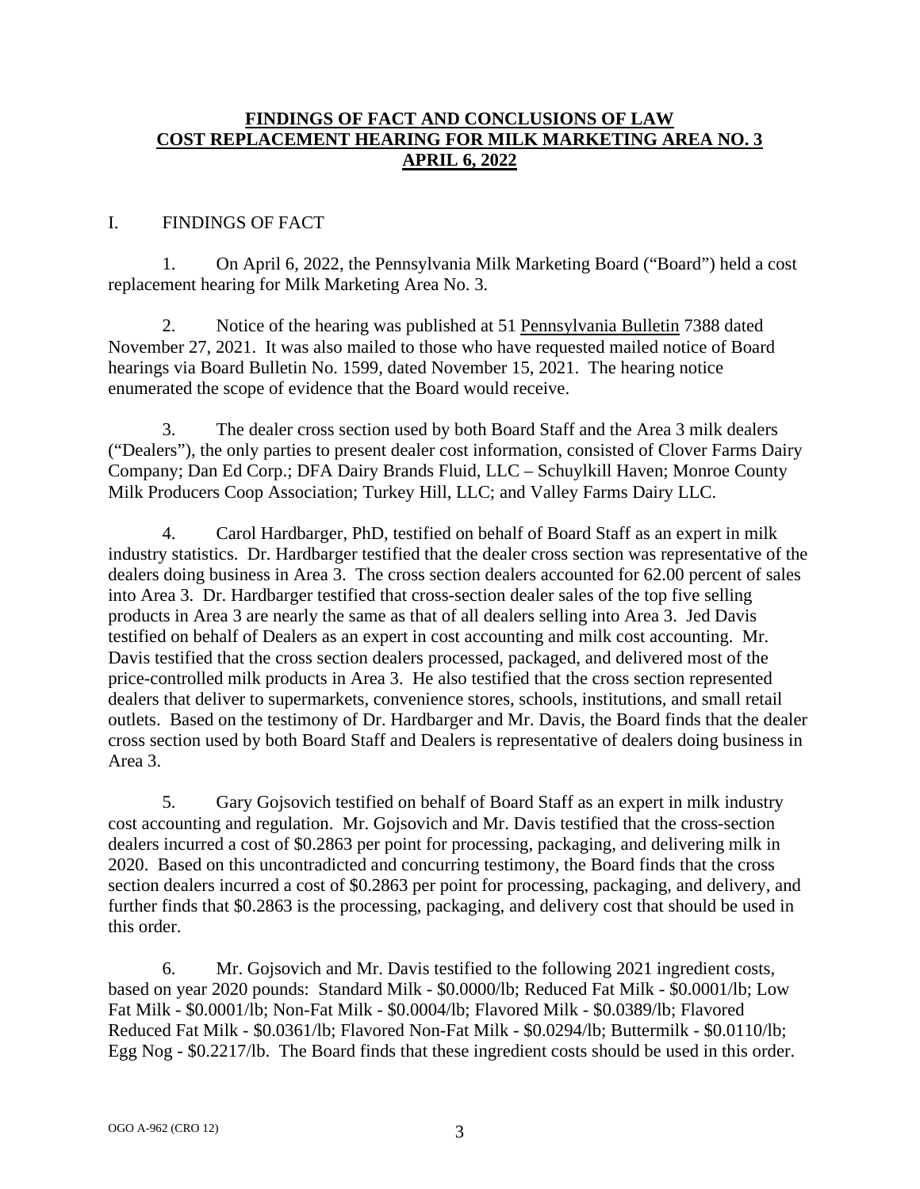**FINDINGS OF FACT AND CONCLUSIONS OF LAW**
**COST REPLACEMENT HEARING FOR MILK MARKETING AREA NO. 3**
**APRIL 6, 2022**

## I. FINDINGS OF FACT

1. On April 6, 2022, the Pennsylvania Milk Marketing Board ("Board") held a cost replacement hearing for Milk Marketing Area No. 3.

2. Notice of the hearing was published at 51 Pennsylvania Bulletin 7388 dated November 27, 2021. It was also mailed to those who have requested mailed notice of Board hearings via Board Bulletin No. 1599, dated November 15, 2021. The hearing notice enumerated the scope of evidence that the Board would receive.

3. The dealer cross section used by both Board Staff and the Area 3 milk dealers ("Dealers"), the only parties to present dealer cost information, consisted of Clover Farms Dairy Company; Dan Ed Corp.; DFA Dairy Brands Fluid, LLC – Schuylkill Haven; Monroe County Milk Producers Coop Association; Turkey Hill, LLC; and Valley Farms Dairy LLC.

4. Carol Hardbarger, PhD, testified on behalf of Board Staff as an expert in milk industry statistics. Dr. Hardbarger testified that the dealer cross section was representative of the dealers doing business in Area 3. The cross section dealers accounted for 62.00 percent of sales into Area 3. Dr. Hardbarger testified that cross-section dealer sales of the top five selling products in Area 3 are nearly the same as that of all dealers selling into Area 3. Jed Davis testified on behalf of Dealers as an expert in cost accounting and milk cost accounting. Mr. Davis testified that the cross section dealers processed, packaged, and delivered most of the price-controlled milk products in Area 3. He also testified that the cross section represented dealers that deliver to supermarkets, convenience stores, schools, institutions, and small retail outlets. Based on the testimony of Dr. Hardbarger and Mr. Davis, the Board finds that the dealer cross section used by both Board Staff and Dealers is representative of dealers doing business in Area 3.

5. Gary Gojsovich testified on behalf of Board Staff as an expert in milk industry cost accounting and regulation. Mr. Gojsovich and Mr. Davis testified that the cross-section dealers incurred a cost of $0.2863 per point for processing, packaging, and delivering milk in 2020. Based on this uncontradicted and concurring testimony, the Board finds that the cross section dealers incurred a cost of $0.2863 per point for processing, packaging, and delivery, and further finds that $0.2863 is the processing, packaging, and delivery cost that should be used in this order.

6. Mr. Gojsovich and Mr. Davis testified to the following 2021 ingredient costs, based on year 2020 pounds: Standard Milk - $0.0000/lb; Reduced Fat Milk - $0.0001/lb; Low Fat Milk - $0.0001/lb; Non-Fat Milk - $0.0004/lb; Flavored Milk - $0.0389/lb; Flavored Reduced Fat Milk - $0.0361/lb; Flavored Non-Fat Milk - $0.0294/lb; Buttermilk - $0.0110/lb; Egg Nog - $0.2217/lb. The Board finds that these ingredient costs should be used in this order.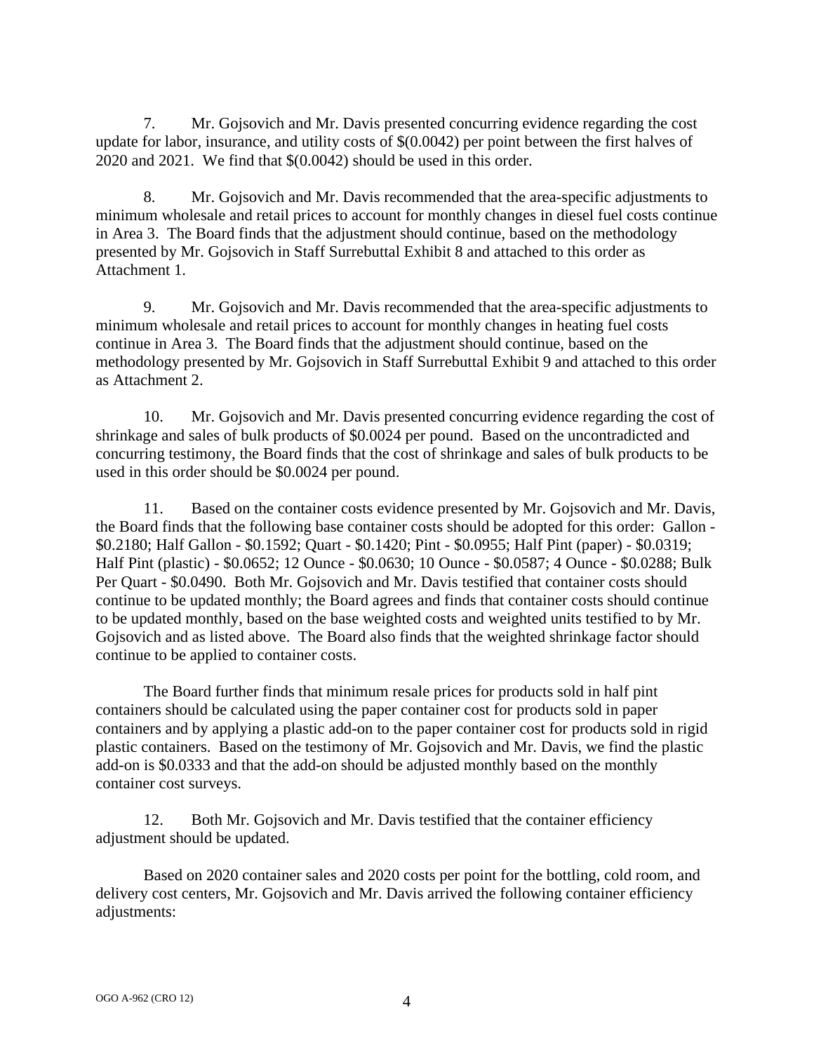7. Mr. Gojsovich and Mr. Davis presented concurring evidence regarding the cost update for labor, insurance, and utility costs of $(0.0042) per point between the first halves of 2020 and 2021. We find that $(0.0042) should be used in this order.

8. Mr. Gojsovich and Mr. Davis recommended that the area-specific adjustments to minimum wholesale and retail prices to account for monthly changes in diesel fuel costs continue in Area 3. The Board finds that the adjustment should continue, based on the methodology presented by Mr. Gojsovich in Staff Surrebuttal Exhibit 8 and attached to this order as Attachment 1.

9. Mr. Gojsovich and Mr. Davis recommended that the area-specific adjustments to minimum wholesale and retail prices to account for monthly changes in heating fuel costs continue in Area 3. The Board finds that the adjustment should continue, based on the methodology presented by Mr. Gojsovich in Staff Surrebuttal Exhibit 9 and attached to this order as Attachment 2.

10. Mr. Gojsovich and Mr. Davis presented concurring evidence regarding the cost of shrinkage and sales of bulk products of $0.0024 per pound. Based on the uncontradicted and concurring testimony, the Board finds that the cost of shrinkage and sales of bulk products to be used in this order should be $0.0024 per pound.

11. Based on the container costs evidence presented by Mr. Gojsovich and Mr. Davis, the Board finds that the following base container costs should be adopted for this order: Gallon - $0.2180; Half Gallon - $0.1592; Quart - $0.1420; Pint - $0.0955; Half Pint (paper) - $0.0319; Half Pint (plastic) - $0.0652; 12 Ounce - $0.0630; 10 Ounce - $0.0587; 4 Ounce - $0.0288; Bulk Per Quart - $0.0490. Both Mr. Gojsovich and Mr. Davis testified that container costs should continue to be updated monthly; the Board agrees and finds that container costs should continue to be updated monthly, based on the base weighted costs and weighted units testified to by Mr. Gojsovich and as listed above. The Board also finds that the weighted shrinkage factor should continue to be applied to container costs.

The Board further finds that minimum resale prices for products sold in half pint containers should be calculated using the paper container cost for products sold in paper containers and by applying a plastic add-on to the paper container cost for products sold in rigid plastic containers. Based on the testimony of Mr. Gojsovich and Mr. Davis, we find the plastic add-on is $0.0333 and that the add-on should be adjusted monthly based on the monthly container cost surveys.

12. Both Mr. Gojsovich and Mr. Davis testified that the container efficiency adjustment should be updated.

Based on 2020 container sales and 2020 costs per point for the bottling, cold room, and delivery cost centers, Mr. Gojsovich and Mr. Davis arrived the following container efficiency adjustments: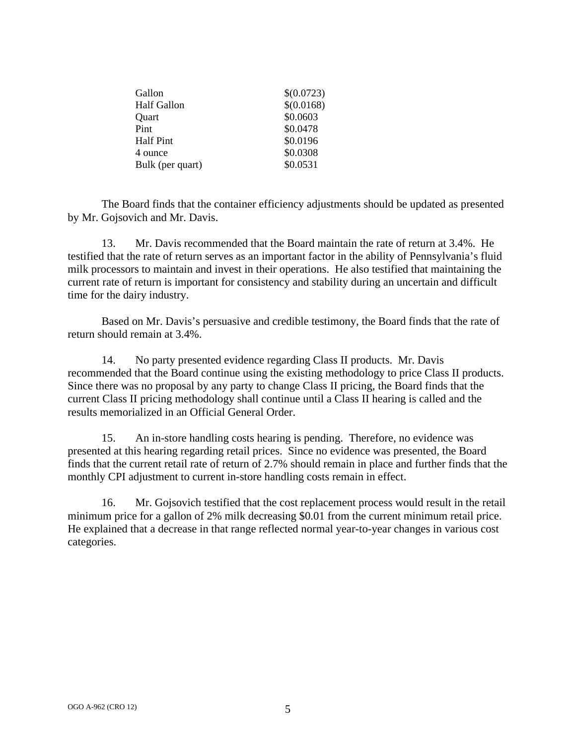| | |
|---|---|
| Gallon | $(0.0723) |
| Half Gallon | $(0.0168) |
| Quart | $0.0603 |
| Pint | $0.0478 |
| Half Pint | $0.0196 |
| 4 ounce | $0.0308 |
| Bulk (per quart) | $0.0531 |

The Board finds that the container efficiency adjustments should be updated as presented by Mr. Gojsovich and Mr. Davis.

13. Mr. Davis recommended that the Board maintain the rate of return at 3.4%. He testified that the rate of return serves as an important factor in the ability of Pennsylvania's fluid milk processors to maintain and invest in their operations. He also testified that maintaining the current rate of return is important for consistency and stability during an uncertain and difficult time for the dairy industry.

Based on Mr. Davis's persuasive and credible testimony, the Board finds that the rate of return should remain at 3.4%.

14. No party presented evidence regarding Class II products. Mr. Davis recommended that the Board continue using the existing methodology to price Class II products. Since there was no proposal by any party to change Class II pricing, the Board finds that the current Class II pricing methodology shall continue until a Class II hearing is called and the results memorialized in an Official General Order.

15. An in-store handling costs hearing is pending. Therefore, no evidence was presented at this hearing regarding retail prices. Since no evidence was presented, the Board finds that the current retail rate of return of 2.7% should remain in place and further finds that the monthly CPI adjustment to current in-store handling costs remain in effect.

16. Mr. Gojsovich testified that the cost replacement process would result in the retail minimum price for a gallon of 2% milk decreasing $0.01 from the current minimum retail price. He explained that a decrease in that range reflected normal year-to-year changes in various cost categories.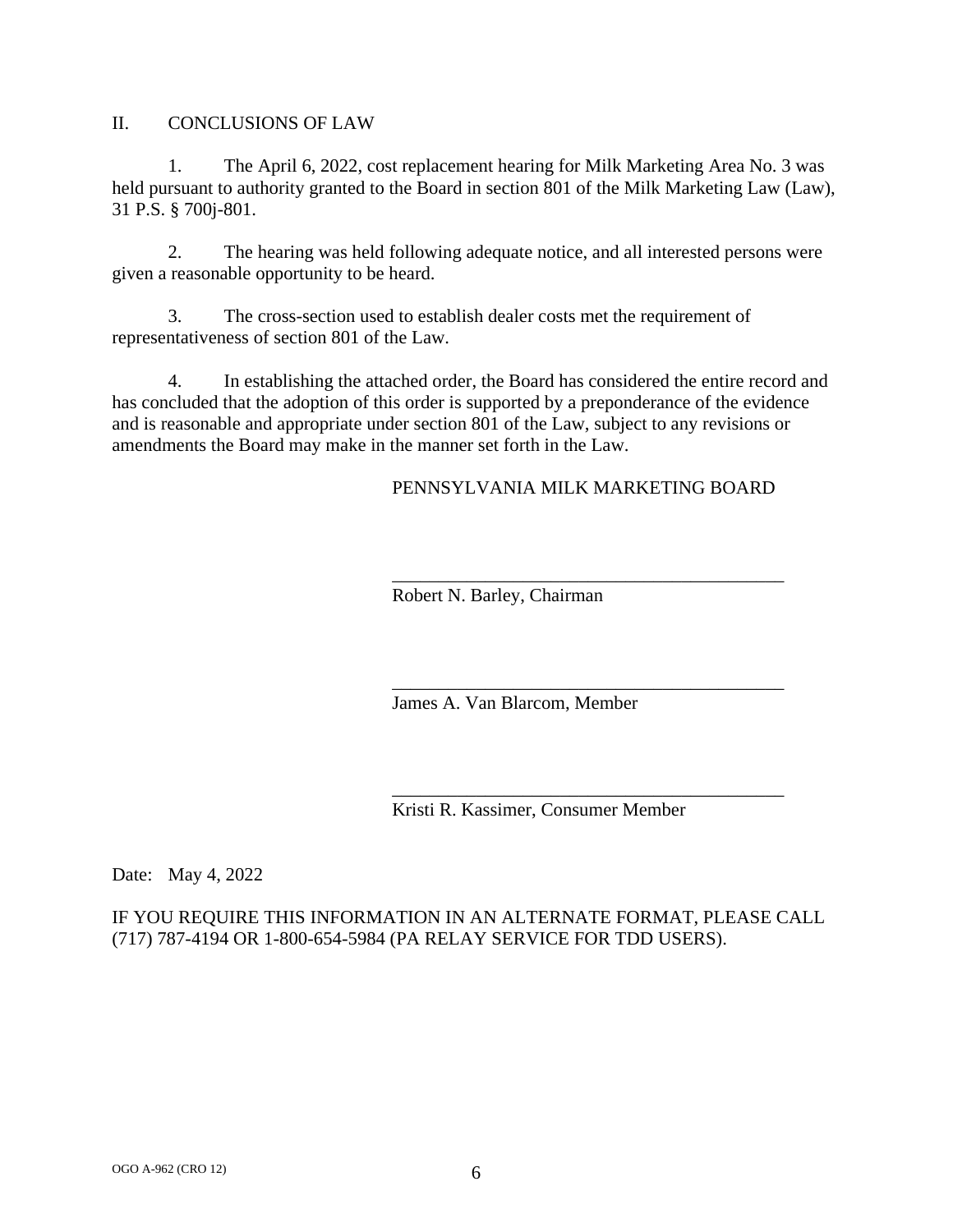## II. CONCLUSIONS OF LAW

1. The April 6, 2022, cost replacement hearing for Milk Marketing Area No. 3 was held pursuant to authority granted to the Board in section 801 of the Milk Marketing Law (Law), 31 P.S. § 700j-801.

2. The hearing was held following adequate notice, and all interested persons were given a reasonable opportunity to be heard.

3. The cross-section used to establish dealer costs met the requirement of representativeness of section 801 of the Law.

4. In establishing the attached order, the Board has considered the entire record and has concluded that the adoption of this order is supported by a preponderance of the evidence and is reasonable and appropriate under section 801 of the Law, subject to any revisions or amendments the Board may make in the manner set forth in the Law.

PENNSYLVANIA MILK MARKETING BOARD

\_\_\_\_\_\_\_\_\_\_\_\_\_\_\_\_\_\_\_\_\_\_\_\_\_\_\_\_\_\_\_\_\_\_\_\_\_\_\_\_
Robert N. Barley, Chairman

\_\_\_\_\_\_\_\_\_\_\_\_\_\_\_\_\_\_\_\_\_\_\_\_\_\_\_\_\_\_\_\_\_\_\_\_\_\_\_\_
James A. Van Blarcom, Member

\_\_\_\_\_\_\_\_\_\_\_\_\_\_\_\_\_\_\_\_\_\_\_\_\_\_\_\_\_\_\_\_\_\_\_\_\_\_\_\_
Kristi R. Kassimer, Consumer Member

Date: May 4, 2022

IF YOU REQUIRE THIS INFORMATION IN AN ALTERNATE FORMAT, PLEASE CALL (717) 787-4194 OR 1-800-654-5984 (PA RELAY SERVICE FOR TDD USERS).

OGO A-962 (CRO 12)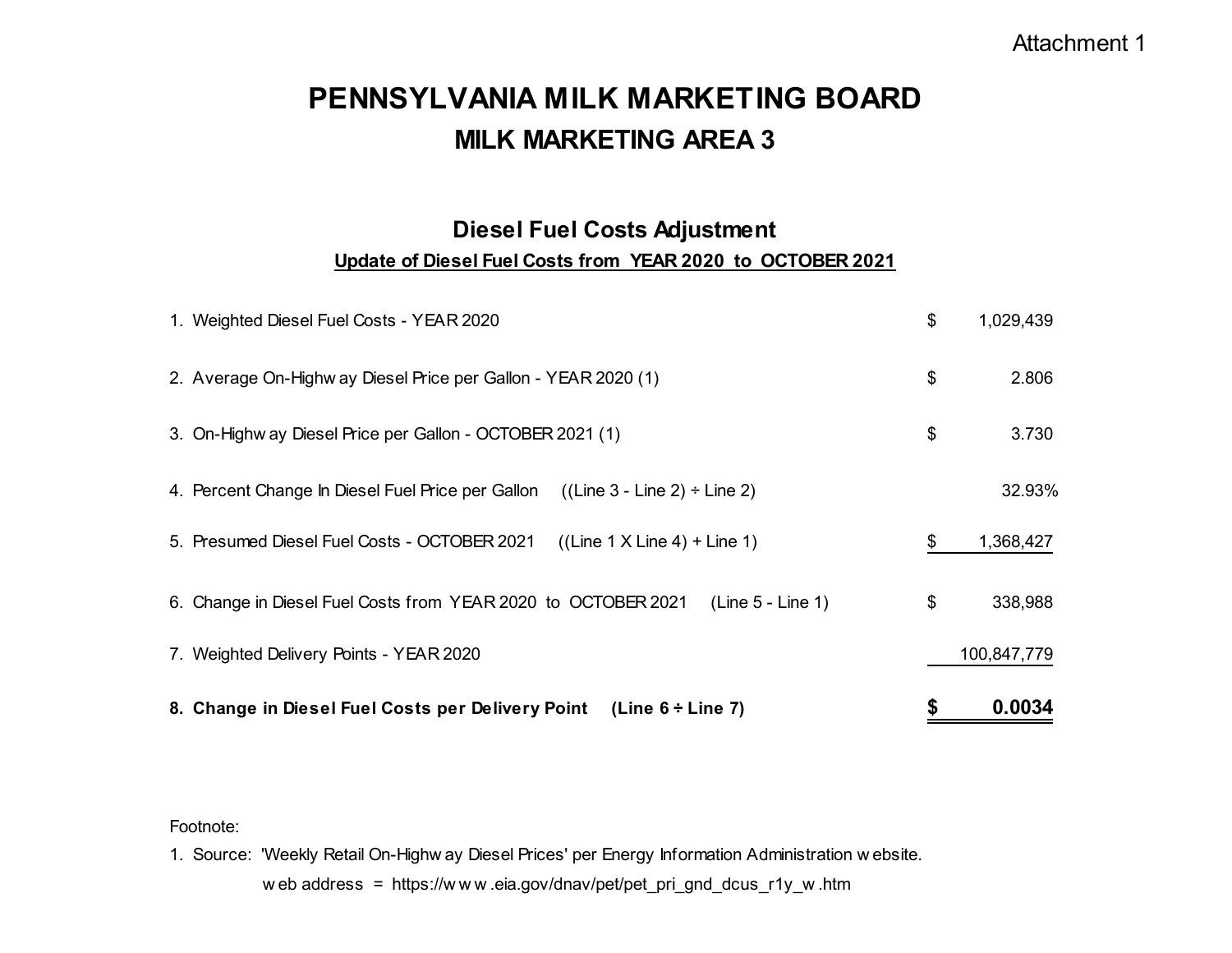Attachment 1

# PENNSYLVANIA MILK MARKETING BOARD

## MILK MARKETING AREA 3

### Diesel Fuel Costs Adjustment

**Update of Diesel Fuel Costs from YEAR 2020 to OCTOBER 2021**

| Line | | Amount |
|---|---|---|
| 1. Weighted Diesel Fuel Costs - YEAR 2020 | $ | 1,029,439 |
| 2. Average On-Highway Diesel Price per Gallon - YEAR 2020 (1) | $ | 2.806 |
| 3. On-Highway Diesel Price per Gallon - OCTOBER 2021 (1) | $ | 3.730 |
| 4. Percent Change In Diesel Fuel Price per Gallon ((Line 3 - Line 2) ÷ Line 2) | | 32.93% |
| 5. Presumed Diesel Fuel Costs - OCTOBER 2021 ((Line 1 X Line 4) + Line 1) | $ | 1,368,427 |
| 6. Change in Diesel Fuel Costs from YEAR 2020 to OCTOBER 2021 (Line 5 - Line 1) | $ | 338,988 |
| 7. Weighted Delivery Points - YEAR 2020 | | 100,847,779 |
| **8. Change in Diesel Fuel Costs per Delivery Point (Line 6 ÷ Line 7)** | **$** | **0.0034** |

Footnote:

1. Source: 'Weekly Retail On-Highway Diesel Prices' per Energy Information Administration website.
   web address = https://www.eia.gov/dnav/pet/pet_pri_gnd_dcus_r1y_w.htm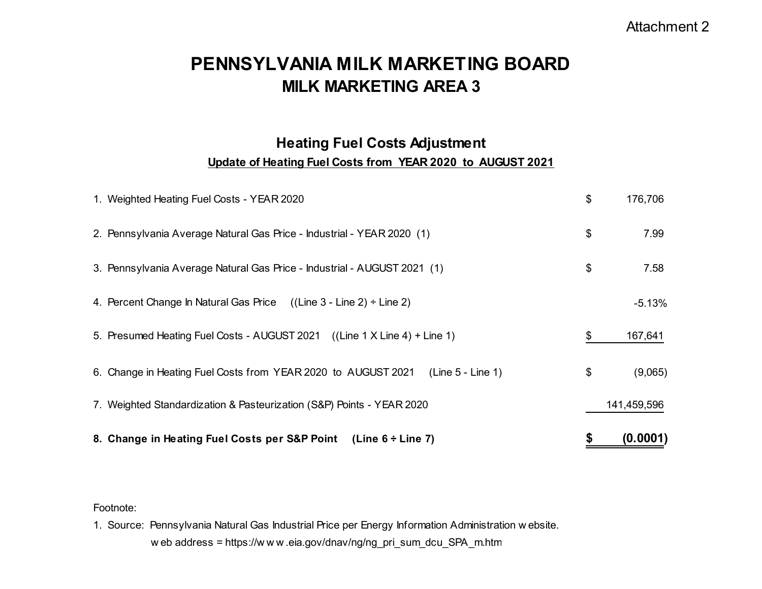Attachment 2

# PENNSYLVANIA MILK MARKETING BOARD
## MILK MARKETING AREA 3

### Heating Fuel Costs Adjustment

**Update of Heating Fuel Costs from YEAR 2020 to AUGUST 2021**

| | | |
|---|---|---|
| 1. Weighted Heating Fuel Costs - YEAR 2020 | $ | 176,706 |
| 2. Pennsylvania Average Natural Gas Price - Industrial - YEAR 2020 (1) | $ | 7.99 |
| 3. Pennsylvania Average Natural Gas Price - Industrial - AUGUST 2021 (1) | $ | 7.58 |
| 4. Percent Change In Natural Gas Price ((Line 3 - Line 2) ÷ Line 2) | | -5.13% |
| 5. Presumed Heating Fuel Costs - AUGUST 2021 ((Line 1 X Line 4) + Line 1) | $ | 167,641 |
| 6. Change in Heating Fuel Costs from YEAR 2020 to AUGUST 2021 (Line 5 - Line 1) | $ | (9,065) |
| 7. Weighted Standardization & Pasteurization (S&P) Points - YEAR 2020 | | 141,459,596 |
| **8. Change in Heating Fuel Costs per S&P Point (Line 6 ÷ Line 7)** | **$** | **(0.0001)** |

Footnote:

1. Source: Pennsylvania Natural Gas Industrial Price per Energy Information Administration website.
   web address = https://www.eia.gov/dnav/ng/ng_pri_sum_dcu_SPA_m.htm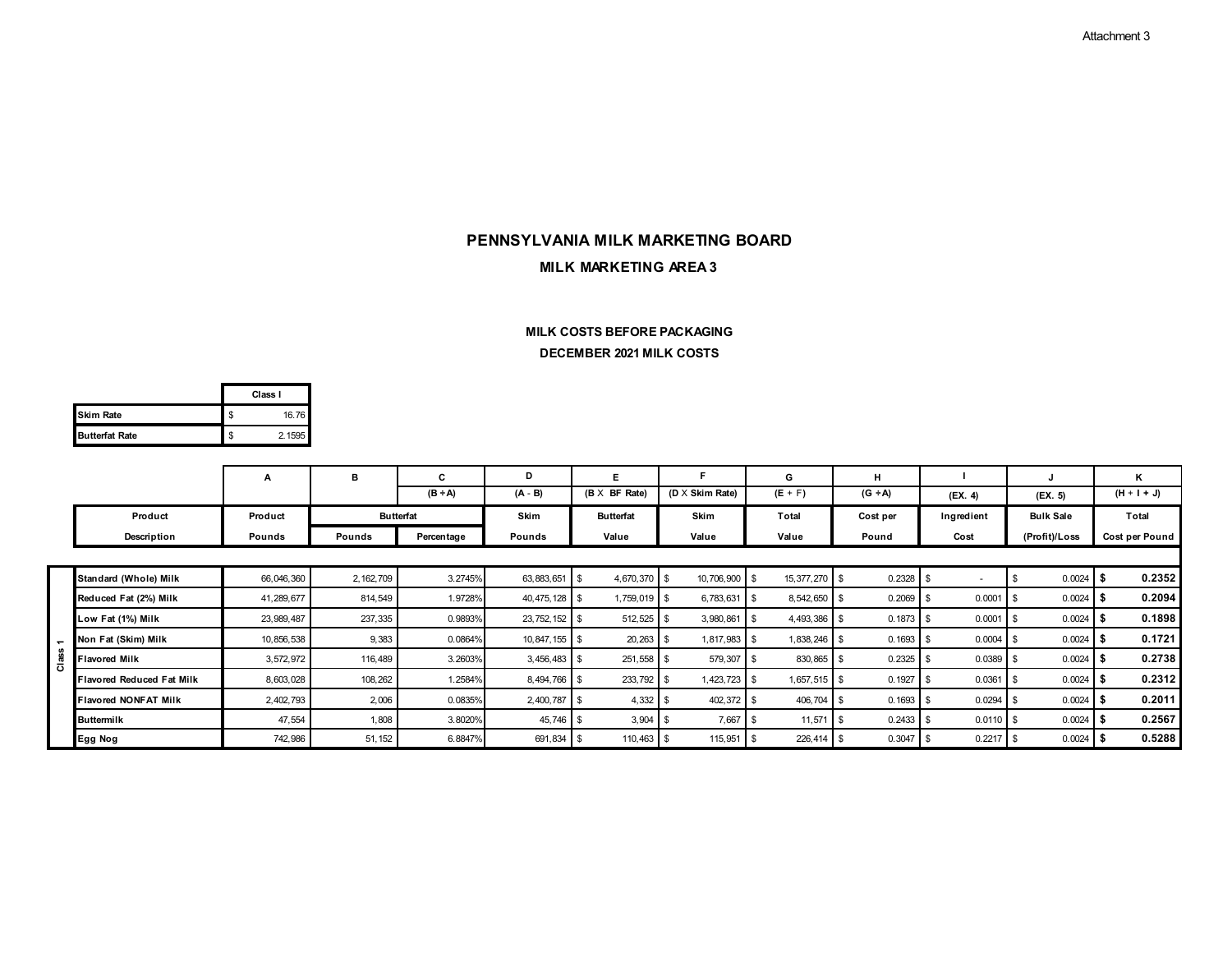Attachment 3

# PENNSYLVANIA MILK MARKETING BOARD

## MILK MARKETING AREA 3

### MILK COSTS BEFORE PACKAGING

### DECEMBER 2021 MILK COSTS

| | Class I |
|---|---|
| Skim Rate | $ 16.76 |
| Butterfat Rate | $ 2.1595 |

| | | A | B | C | D | E | F | G | H | I | J | K |
|---|---|---|---|---|---|---|---|---|---|---|---|---|
| | | | | (B ÷ A) | (A - B) | (B X BF Rate) | (D X Skim Rate) | (E + F) | (G ÷ A) | (EX. 4) | (EX. 5) | (H + I + J) |
| | Product | Product | Butterfat | | Skim | Butterfat | Skim | Total | Cost per | Ingredient | Bulk Sale | Total |
| | Description | Pounds | Pounds | Percentage | Pounds | Value | Value | Value | Pound | Cost | (Profit)/Loss | Cost per Pound |
| Class 1 | Standard (Whole) Milk | 66,046,360 | 2,162,709 | 3.2745% | 63,883,651 | $ 4,670,370 | $ 10,706,900 | $ 15,377,270 | $ 0.2328 | $ - | $ 0.0024 | **$ 0.2352** |
| Class 1 | Reduced Fat (2%) Milk | 41,289,677 | 814,549 | 1.9728% | 40,475,128 | $ 1,759,019 | $ 6,783,631 | $ 8,542,650 | $ 0.2069 | $ 0.0001 | $ 0.0024 | **$ 0.2094** |
| Class 1 | Low Fat (1%) Milk | 23,989,487 | 237,335 | 0.9893% | 23,752,152 | $ 512,525 | $ 3,980,861 | $ 4,493,386 | $ 0.1873 | $ 0.0001 | $ 0.0024 | **$ 0.1898** |
| Class 1 | Non Fat (Skim) Milk | 10,856,538 | 9,383 | 0.0864% | 10,847,155 | $ 20,263 | $ 1,817,983 | $ 1,838,246 | $ 0.1693 | $ 0.0004 | $ 0.0024 | **$ 0.1721** |
| Class 1 | Flavored Milk | 3,572,972 | 116,489 | 3.2603% | 3,456,483 | $ 251,558 | $ 579,307 | $ 830,865 | $ 0.2325 | $ 0.0389 | $ 0.0024 | **$ 0.2738** |
| Class 1 | Flavored Reduced Fat Milk | 8,603,028 | 108,262 | 1.2584% | 8,494,766 | $ 233,792 | $ 1,423,723 | $ 1,657,515 | $ 0.1927 | $ 0.0361 | $ 0.0024 | **$ 0.2312** |
| Class 1 | Flavored NONFAT Milk | 2,402,793 | 2,006 | 0.0835% | 2,400,787 | $ 4,332 | $ 402,372 | $ 406,704 | $ 0.1693 | $ 0.0294 | $ 0.0024 | **$ 0.2011** |
| Class 1 | Buttermilk | 47,554 | 1,808 | 3.8020% | 45,746 | $ 3,904 | $ 7,667 | $ 11,571 | $ 0.2433 | $ 0.0110 | $ 0.0024 | **$ 0.2567** |
| Class 1 | Egg Nog | 742,986 | 51,152 | 6.8847% | 691,834 | $ 110,463 | $ 115,951 | $ 226,414 | $ 0.3047 | $ 0.2217 | $ 0.0024 | **$ 0.5288** |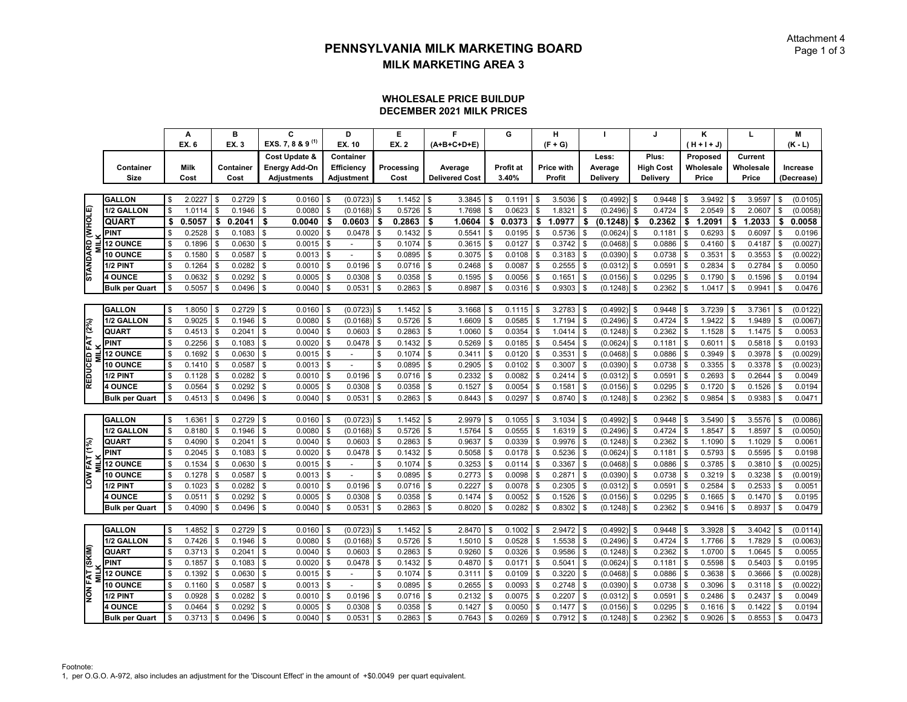# PENNSYLVANIA MILK MARKETING BOARD

## MILK MARKETING AREA 3

### WHOLESALE PRICE BUILDUP
### DECEMBER 2021 MILK PRICES

| | Container Size | A EX. 6 Milk Cost | B EX. 3 Container Cost | C EXS. 7, 8 & 9 (1) Cost Update & Energy Add-On Adjustments | D EX. 10 Container Efficiency Adjustment | E EX. 2 Processing Cost | F (A+B+C+D+E) Average Delivered Cost | G Profit at 3.40% | H (F + G) Price with Profit | I Less: Average Delivery | J Plus: High Cost Delivery | K ( H + I + J) Proposed Wholesale Price | L Current Wholesale Price | M (K - L) Increase (Decrease) |
|---|---|---|---|---|---|---|---|---|---|---|---|---|---|---|
| STANDARD (WHOLE) MILK | GALLON | $ 2.0227 | $ 0.2729 | $ 0.0160 | $ (0.0723) | $ 1.1452 | $ 3.3845 | $ 0.1191 | $ 3.5036 | $ (0.4992) | $ 0.9448 | $ 3.9492 | $ 3.9597 | $ (0.0105) |
| | 1/2 GALLON | $ 1.0114 | $ 0.1946 | $ 0.0080 | $ (0.0168) | $ 0.5726 | $ 1.7698 | $ 0.0623 | $ 1.8321 | $ (0.2496) | $ 0.4724 | $ 2.0549 | $ 2.0607 | $ (0.0058) |
| | **QUART** | **$ 0.5057** | **$ 0.2041** | **$ 0.0040** | **$ 0.0603** | **$ 0.2863** | **$ 1.0604** | **$ 0.0373** | **$ 1.0977** | **$ (0.1248)** | **$ 0.2362** | **$ 1.2091** | **$ 1.2033** | **$ 0.0058** |
| | PINT | $ 0.2528 | $ 0.1083 | $ 0.0020 | $ 0.0478 | $ 0.1432 | $ 0.5541 | $ 0.0195 | $ 0.5736 | $ (0.0624) | $ 0.1181 | $ 0.6293 | $ 0.6097 | $ 0.0196 |
| | 12 OUNCE | $ 0.1896 | $ 0.0630 | $ 0.0015 | $ - | $ 0.1074 | $ 0.3615 | $ 0.0127 | $ 0.3742 | $ (0.0468) | $ 0.0886 | $ 0.4160 | $ 0.4187 | $ (0.0027) |
| | 10 OUNCE | $ 0.1580 | $ 0.0587 | $ 0.0013 | $ - | $ 0.0895 | $ 0.3075 | $ 0.0108 | $ 0.3183 | $ (0.0390) | $ 0.0738 | $ 0.3531 | $ 0.3553 | $ (0.0022) |
| | 1/2 PINT | $ 0.1264 | $ 0.0282 | $ 0.0010 | $ 0.0196 | $ 0.0716 | $ 0.2468 | $ 0.0087 | $ 0.2555 | $ (0.0312) | $ 0.0591 | $ 0.2834 | $ 0.2784 | $ 0.0050 |
| | 4 OUNCE | $ 0.0632 | $ 0.0292 | $ 0.0005 | $ 0.0308 | $ 0.0358 | $ 0.1595 | $ 0.0056 | $ 0.1651 | $ (0.0156) | $ 0.0295 | $ 0.1790 | $ 0.1596 | $ 0.0194 |
| | Bulk per Quart | $ 0.5057 | $ 0.0496 | $ 0.0040 | $ 0.0531 | $ 0.2863 | $ 0.8987 | $ 0.0316 | $ 0.9303 | $ (0.1248) | $ 0.2362 | $ 1.0417 | $ 0.9941 | $ 0.0476 |
| REDUCED FAT (2%) MILK | GALLON | $ 1.8050 | $ 0.2729 | $ 0.0160 | $ (0.0723) | $ 1.1452 | $ 3.1668 | $ 0.1115 | $ 3.2783 | $ (0.4992) | $ 0.9448 | $ 3.7239 | $ 3.7361 | $ (0.0122) |
| | 1/2 GALLON | $ 0.9025 | $ 0.1946 | $ 0.0080 | $ (0.0168) | $ 0.5726 | $ 1.6609 | $ 0.0585 | $ 1.7194 | $ (0.2496) | $ 0.4724 | $ 1.9422 | $ 1.9489 | $ (0.0067) |
| | QUART | $ 0.4513 | $ 0.2041 | $ 0.0040 | $ 0.0603 | $ 0.2863 | $ 1.0060 | $ 0.0354 | $ 1.0414 | $ (0.1248) | $ 0.2362 | $ 1.1528 | $ 1.1475 | $ 0.0053 |
| | PINT | $ 0.2256 | $ 0.1083 | $ 0.0020 | $ 0.0478 | $ 0.1432 | $ 0.5269 | $ 0.0185 | $ 0.5454 | $ (0.0624) | $ 0.1181 | $ 0.6011 | $ 0.5818 | $ 0.0193 |
| | 12 OUNCE | $ 0.1692 | $ 0.0630 | $ 0.0015 | $ - | $ 0.1074 | $ 0.3411 | $ 0.0120 | $ 0.3531 | $ (0.0468) | $ 0.0886 | $ 0.3949 | $ 0.3978 | $ (0.0029) |
| | 10 OUNCE | $ 0.1410 | $ 0.0587 | $ 0.0013 | $ - | $ 0.0895 | $ 0.2905 | $ 0.0102 | $ 0.3007 | $ (0.0390) | $ 0.0738 | $ 0.3355 | $ 0.3378 | $ (0.0023) |
| | 1/2 PINT | $ 0.1128 | $ 0.0282 | $ 0.0010 | $ 0.0196 | $ 0.0716 | $ 0.2332 | $ 0.0082 | $ 0.2414 | $ (0.0312) | $ 0.0591 | $ 0.2693 | $ 0.2644 | $ 0.0049 |
| | 4 OUNCE | $ 0.0564 | $ 0.0292 | $ 0.0005 | $ 0.0308 | $ 0.0358 | $ 0.1527 | $ 0.0054 | $ 0.1581 | $ (0.0156) | $ 0.0295 | $ 0.1720 | $ 0.1526 | $ 0.0194 |
| | Bulk per Quart | $ 0.4513 | $ 0.0496 | $ 0.0040 | $ 0.0531 | $ 0.2863 | $ 0.8443 | $ 0.0297 | $ 0.8740 | $ (0.1248) | $ 0.2362 | $ 0.9854 | $ 0.9383 | $ 0.0471 |
| LOW FAT (1%) MILK | GALLON | $ 1.6361 | $ 0.2729 | $ 0.0160 | $ (0.0723) | $ 1.1452 | $ 2.9979 | $ 0.1055 | $ 3.1034 | $ (0.4992) | $ 0.9448 | $ 3.5490 | $ 3.5576 | $ (0.0086) |
| | 1/2 GALLON | $ 0.8180 | $ 0.1946 | $ 0.0080 | $ (0.0168) | $ 0.5726 | $ 1.5764 | $ 0.0555 | $ 1.6319 | $ (0.2496) | $ 0.4724 | $ 1.8547 | $ 1.8597 | $ (0.0050) |
| | QUART | $ 0.4090 | $ 0.2041 | $ 0.0040 | $ 0.0603 | $ 0.2863 | $ 0.9637 | $ 0.0339 | $ 0.9976 | $ (0.1248) | $ 0.2362 | $ 1.1090 | $ 1.1029 | $ 0.0061 |
| | PINT | $ 0.2045 | $ 0.1083 | $ 0.0020 | $ 0.0478 | $ 0.1432 | $ 0.5058 | $ 0.0178 | $ 0.5236 | $ (0.0624) | $ 0.1181 | $ 0.5793 | $ 0.5595 | $ 0.0198 |
| | 12 OUNCE | $ 0.1534 | $ 0.0630 | $ 0.0015 | $ - | $ 0.1074 | $ 0.3253 | $ 0.0114 | $ 0.3367 | $ (0.0468) | $ 0.0886 | $ 0.3785 | $ 0.3810 | $ (0.0025) |
| | 10 OUNCE | $ 0.1278 | $ 0.0587 | $ 0.0013 | $ - | $ 0.0895 | $ 0.2773 | $ 0.0098 | $ 0.2871 | $ (0.0390) | $ 0.0738 | $ 0.3219 | $ 0.3238 | $ (0.0019) |
| | 1/2 PINT | $ 0.1023 | $ 0.0282 | $ 0.0010 | $ 0.0196 | $ 0.0716 | $ 0.2227 | $ 0.0078 | $ 0.2305 | $ (0.0312) | $ 0.0591 | $ 0.2584 | $ 0.2533 | $ 0.0051 |
| | 4 OUNCE | $ 0.0511 | $ 0.0292 | $ 0.0005 | $ 0.0308 | $ 0.0358 | $ 0.1474 | $ 0.0052 | $ 0.1526 | $ (0.0156) | $ 0.0295 | $ 0.1665 | $ 0.1470 | $ 0.0195 |
| | Bulk per Quart | $ 0.4090 | $ 0.0496 | $ 0.0040 | $ 0.0531 | $ 0.2863 | $ 0.8020 | $ 0.0282 | $ 0.8302 | $ (0.1248) | $ 0.2362 | $ 0.9416 | $ 0.8937 | $ 0.0479 |
| NON FAT (SKIM) MILK | GALLON | $ 1.4852 | $ 0.2729 | $ 0.0160 | $ (0.0723) | $ 1.1452 | $ 2.8470 | $ 0.1002 | $ 2.9472 | $ (0.4992) | $ 0.9448 | $ 3.3928 | $ 3.4042 | $ (0.0114) |
| | 1/2 GALLON | $ 0.7426 | $ 0.1946 | $ 0.0080 | $ (0.0168) | $ 0.5726 | $ 1.5010 | $ 0.0528 | $ 1.5538 | $ (0.2496) | $ 0.4724 | $ 1.7766 | $ 1.7829 | $ (0.0063) |
| | QUART | $ 0.3713 | $ 0.2041 | $ 0.0040 | $ 0.0603 | $ 0.2863 | $ 0.9260 | $ 0.0326 | $ 0.9586 | $ (0.1248) | $ 0.2362 | $ 1.0700 | $ 1.0645 | $ 0.0055 |
| | PINT | $ 0.1857 | $ 0.1083 | $ 0.0020 | $ 0.0478 | $ 0.1432 | $ 0.4870 | $ 0.0171 | $ 0.5041 | $ (0.0624) | $ 0.1181 | $ 0.5598 | $ 0.5403 | $ 0.0195 |
| | 12 OUNCE | $ 0.1392 | $ 0.0630 | $ 0.0015 | $ - | $ 0.1074 | $ 0.3111 | $ 0.0109 | $ 0.3220 | $ (0.0468) | $ 0.0886 | $ 0.3638 | $ 0.3666 | $ (0.0028) |
| | 10 OUNCE | $ 0.1160 | $ 0.0587 | $ 0.0013 | $ - | $ 0.0895 | $ 0.2655 | $ 0.0093 | $ 0.2748 | $ (0.0390) | $ 0.0738 | $ 0.3096 | $ 0.3118 | $ (0.0022) |
| | 1/2 PINT | $ 0.0928 | $ 0.0282 | $ 0.0010 | $ 0.0196 | $ 0.0716 | $ 0.2132 | $ 0.0075 | $ 0.2207 | $ (0.0312) | $ 0.0591 | $ 0.2486 | $ 0.2437 | $ 0.0049 |
| | 4 OUNCE | $ 0.0464 | $ 0.0292 | $ 0.0005 | $ 0.0308 | $ 0.0358 | $ 0.1427 | $ 0.0050 | $ 0.1477 | $ (0.0156) | $ 0.0295 | $ 0.1616 | $ 0.1422 | $ 0.0194 |
| | Bulk per Quart | $ 0.3713 | $ 0.0496 | $ 0.0040 | $ 0.0531 | $ 0.2863 | $ 0.7643 | $ 0.0269 | $ 0.7912 | $ (0.1248) | $ 0.2362 | $ 0.9026 | $ 0.8553 | $ 0.0473 |

Footnote:
1, per O.G.O. A-972, also includes an adjustment for the 'Discount Effect' in the amount of +$0.0049 per quart equivalent.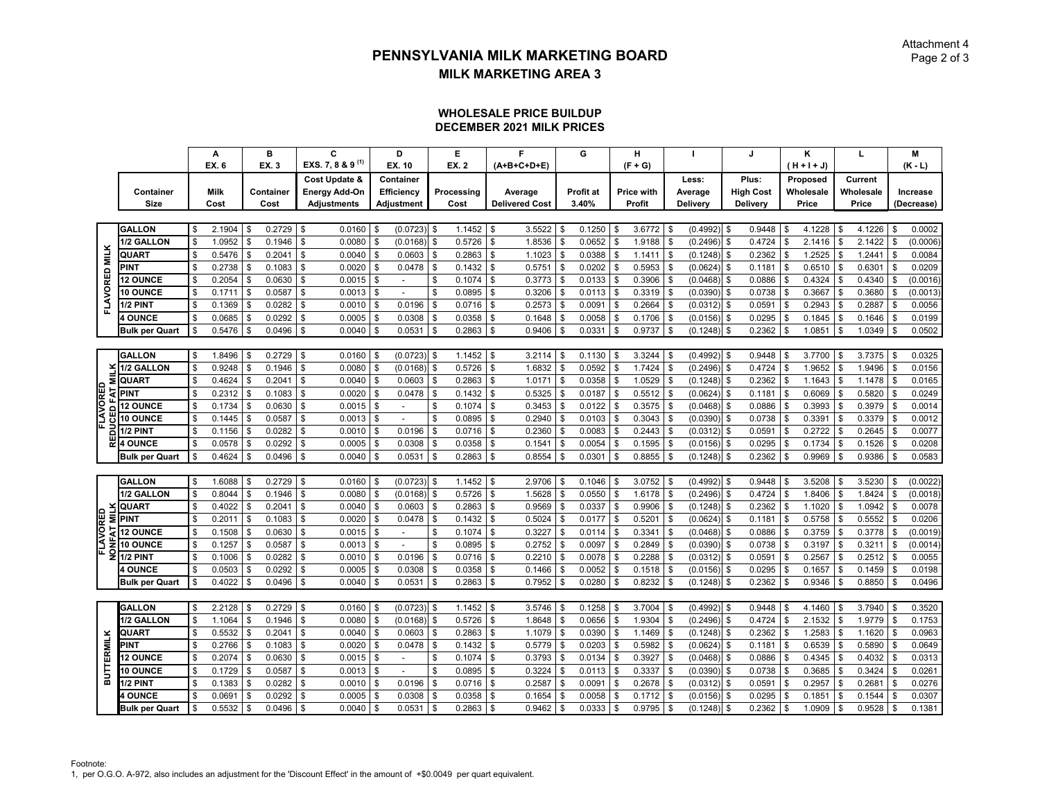Attachment 4
Page 2 of 3

# PENNSYLVANIA MILK MARKETING BOARD

## MILK MARKETING AREA 3

### WHOLESALE PRICE BUILDUP
### DECEMBER 2021 MILK PRICES

| | Container Size | A<br>EX. 6<br>Milk Cost | B<br>EX. 3<br>Container Cost | C<br>EXS. 7, 8 & 9 (1)<br>Cost Update & Energy Add-On Adjustments | D<br>EX. 10<br>Container Efficiency Adjustment | E<br>EX. 2<br>Processing Cost | F<br>(A+B+C+D+E)<br>Average Delivered Cost | G<br>Profit at 3.40% | H<br>(F + G)<br>Price with Profit | I<br>Less: Average Delivery | J<br>Plus: High Cost Delivery | K<br>( H + I + J)<br>Proposed Wholesale Price | L<br>Current Wholesale Price | M<br>(K - L)<br>Increase (Decrease) |
|---|---|---|---|---|---|---|---|---|---|---|---|---|---|---|
| FLAVORED MILK | GALLON | $ 2.1904 | $ 0.2729 | $ 0.0160 | $ (0.0723) | $ 1.1452 | $ 3.5522 | $ 0.1250 | $ 3.6772 | $ (0.4992) | $ 0.9448 | $ 4.1228 | $ 4.1226 | $ 0.0002 |
| | 1/2 GALLON | $ 1.0952 | $ 0.1946 | $ 0.0080 | $ (0.0168) | $ 0.5726 | $ 1.8536 | $ 0.0652 | $ 1.9188 | $ (0.2496) | $ 0.4724 | $ 2.1416 | $ 2.1422 | $ (0.0006) |
| | QUART | $ 0.5476 | $ 0.2041 | $ 0.0040 | $ 0.0603 | $ 0.2863 | $ 1.1023 | $ 0.0388 | $ 1.1411 | $ (0.1248) | $ 0.2362 | $ 1.2525 | $ 1.2441 | $ 0.0084 |
| | PINT | $ 0.2738 | $ 0.1083 | $ 0.0020 | $ 0.0478 | $ 0.1432 | $ 0.5751 | $ 0.0202 | $ 0.5953 | $ (0.0624) | $ 0.1181 | $ 0.6510 | $ 0.6301 | $ 0.0209 |
| | 12 OUNCE | $ 0.2054 | $ 0.0630 | $ 0.0015 | $ - | $ 0.1074 | $ 0.3773 | $ 0.0133 | $ 0.3906 | $ (0.0468) | $ 0.0886 | $ 0.4324 | $ 0.4340 | $ (0.0016) |
| | 10 OUNCE | $ 0.1711 | $ 0.0587 | $ 0.0013 | $ - | $ 0.0895 | $ 0.3206 | $ 0.0113 | $ 0.3319 | $ (0.0390) | $ 0.0738 | $ 0.3667 | $ 0.3680 | $ (0.0013) |
| | 1/2 PINT | $ 0.1369 | $ 0.0282 | $ 0.0010 | $ 0.0196 | $ 0.0716 | $ 0.2573 | $ 0.0091 | $ 0.2664 | $ (0.0312) | $ 0.0591 | $ 0.2943 | $ 0.2887 | $ 0.0056 |
| | 4 OUNCE | $ 0.0685 | $ 0.0292 | $ 0.0005 | $ 0.0308 | $ 0.0358 | $ 0.1648 | $ 0.0058 | $ 0.1706 | $ (0.0156) | $ 0.0295 | $ 0.1845 | $ 0.1646 | $ 0.0199 |
| | Bulk per Quart | $ 0.5476 | $ 0.0496 | $ 0.0040 | $ 0.0531 | $ 0.2863 | $ 0.9406 | $ 0.0331 | $ 0.9737 | $ (0.1248) | $ 0.2362 | $ 1.0851 | $ 1.0349 | $ 0.0502 |
| FLAVORED REDUCED FAT MILK | GALLON | $ 1.8496 | $ 0.2729 | $ 0.0160 | $ (0.0723) | $ 1.1452 | $ 3.2114 | $ 0.1130 | $ 3.3244 | $ (0.4992) | $ 0.9448 | $ 3.7700 | $ 3.7375 | $ 0.0325 |
| | 1/2 GALLON | $ 0.9248 | $ 0.1946 | $ 0.0080 | $ (0.0168) | $ 0.5726 | $ 1.6832 | $ 0.0592 | $ 1.7424 | $ (0.2496) | $ 0.4724 | $ 1.9652 | $ 1.9496 | $ 0.0156 |
| | QUART | $ 0.4624 | $ 0.2041 | $ 0.0040 | $ 0.0603 | $ 0.2863 | $ 1.0171 | $ 0.0358 | $ 1.0529 | $ (0.1248) | $ 0.2362 | $ 1.1643 | $ 1.1478 | $ 0.0165 |
| | PINT | $ 0.2312 | $ 0.1083 | $ 0.0020 | $ 0.0478 | $ 0.1432 | $ 0.5325 | $ 0.0187 | $ 0.5512 | $ (0.0624) | $ 0.1181 | $ 0.6069 | $ 0.5820 | $ 0.0249 |
| | 12 OUNCE | $ 0.1734 | $ 0.0630 | $ 0.0015 | $ - | $ 0.1074 | $ 0.3453 | $ 0.0122 | $ 0.3575 | $ (0.0468) | $ 0.0886 | $ 0.3993 | $ 0.3979 | $ 0.0014 |
| | 10 OUNCE | $ 0.1445 | $ 0.0587 | $ 0.0013 | $ - | $ 0.0895 | $ 0.2940 | $ 0.0103 | $ 0.3043 | $ (0.0390) | $ 0.0738 | $ 0.3391 | $ 0.3379 | $ 0.0012 |
| | 1/2 PINT | $ 0.1156 | $ 0.0282 | $ 0.0010 | $ 0.0196 | $ 0.0716 | $ 0.2360 | $ 0.0083 | $ 0.2443 | $ (0.0312) | $ 0.0591 | $ 0.2722 | $ 0.2645 | $ 0.0077 |
| | 4 OUNCE | $ 0.0578 | $ 0.0292 | $ 0.0005 | $ 0.0308 | $ 0.0358 | $ 0.1541 | $ 0.0054 | $ 0.1595 | $ (0.0156) | $ 0.0295 | $ 0.1734 | $ 0.1526 | $ 0.0208 |
| | Bulk per Quart | $ 0.4624 | $ 0.0496 | $ 0.0040 | $ 0.0531 | $ 0.2863 | $ 0.8554 | $ 0.0301 | $ 0.8855 | $ (0.1248) | $ 0.2362 | $ 0.9969 | $ 0.9386 | $ 0.0583 |
| FLAVORED NONFAT MILK | GALLON | $ 1.6088 | $ 0.2729 | $ 0.0160 | $ (0.0723) | $ 1.1452 | $ 2.9706 | $ 0.1046 | $ 3.0752 | $ (0.4992) | $ 0.9448 | $ 3.5208 | $ 3.5230 | $ (0.0022) |
| | 1/2 GALLON | $ 0.8044 | $ 0.1946 | $ 0.0080 | $ (0.0168) | $ 0.5726 | $ 1.5628 | $ 0.0550 | $ 1.6178 | $ (0.2496) | $ 0.4724 | $ 1.8406 | $ 1.8424 | $ (0.0018) |
| | QUART | $ 0.4022 | $ 0.2041 | $ 0.0040 | $ 0.0603 | $ 0.2863 | $ 0.9569 | $ 0.0337 | $ 0.9906 | $ (0.1248) | $ 0.2362 | $ 1.1020 | $ 1.0942 | $ 0.0078 |
| | PINT | $ 0.2011 | $ 0.1083 | $ 0.0020 | $ 0.0478 | $ 0.1432 | $ 0.5024 | $ 0.0177 | $ 0.5201 | $ (0.0624) | $ 0.1181 | $ 0.5758 | $ 0.5552 | $ 0.0206 |
| | 12 OUNCE | $ 0.1508 | $ 0.0630 | $ 0.0015 | $ - | $ 0.1074 | $ 0.3227 | $ 0.0114 | $ 0.3341 | $ (0.0468) | $ 0.0886 | $ 0.3759 | $ 0.3778 | $ (0.0019) |
| | 10 OUNCE | $ 0.1257 | $ 0.0587 | $ 0.0013 | $ - | $ 0.0895 | $ 0.2752 | $ 0.0097 | $ 0.2849 | $ (0.0390) | $ 0.0738 | $ 0.3197 | $ 0.3211 | $ (0.0014) |
| | 1/2 PINT | $ 0.1006 | $ 0.0282 | $ 0.0010 | $ 0.0196 | $ 0.0716 | $ 0.2210 | $ 0.0078 | $ 0.2288 | $ (0.0312) | $ 0.0591 | $ 0.2567 | $ 0.2512 | $ 0.0055 |
| | 4 OUNCE | $ 0.0503 | $ 0.0292 | $ 0.0005 | $ 0.0308 | $ 0.0358 | $ 0.1466 | $ 0.0052 | $ 0.1518 | $ (0.0156) | $ 0.0295 | $ 0.1657 | $ 0.1459 | $ 0.0198 |
| | Bulk per Quart | $ 0.4022 | $ 0.0496 | $ 0.0040 | $ 0.0531 | $ 0.2863 | $ 0.7952 | $ 0.0280 | $ 0.8232 | $ (0.1248) | $ 0.2362 | $ 0.9346 | $ 0.8850 | $ 0.0496 |
| BUTTERMILK | GALLON | $ 2.2128 | $ 0.2729 | $ 0.0160 | $ (0.0723) | $ 1.1452 | $ 3.5746 | $ 0.1258 | $ 3.7004 | $ (0.4992) | $ 0.9448 | $ 4.1460 | $ 3.7940 | $ 0.3520 |
| | 1/2 GALLON | $ 1.1064 | $ 0.1946 | $ 0.0080 | $ (0.0168) | $ 0.5726 | $ 1.8648 | $ 0.0656 | $ 1.9304 | $ (0.2496) | $ 0.4724 | $ 2.1532 | $ 1.9779 | $ 0.1753 |
| | QUART | $ 0.5532 | $ 0.2041 | $ 0.0040 | $ 0.0603 | $ 0.2863 | $ 1.1079 | $ 0.0390 | $ 1.1469 | $ (0.1248) | $ 0.2362 | $ 1.2583 | $ 1.1620 | $ 0.0963 |
| | PINT | $ 0.2766 | $ 0.1083 | $ 0.0020 | $ 0.0478 | $ 0.1432 | $ 0.5779 | $ 0.0203 | $ 0.5982 | $ (0.0624) | $ 0.1181 | $ 0.6539 | $ 0.5890 | $ 0.0649 |
| | 12 OUNCE | $ 0.2074 | $ 0.0630 | $ 0.0015 | $ - | $ 0.1074 | $ 0.3793 | $ 0.0134 | $ 0.3927 | $ (0.0468) | $ 0.0886 | $ 0.4345 | $ 0.4032 | $ 0.0313 |
| | 10 OUNCE | $ 0.1729 | $ 0.0587 | $ 0.0013 | $ - | $ 0.0895 | $ 0.3224 | $ 0.0113 | $ 0.3337 | $ (0.0390) | $ 0.0738 | $ 0.3685 | $ 0.3424 | $ 0.0261 |
| | 1/2 PINT | $ 0.1383 | $ 0.0282 | $ 0.0010 | $ 0.0196 | $ 0.0716 | $ 0.2587 | $ 0.0091 | $ 0.2678 | $ (0.0312) | $ 0.0591 | $ 0.2957 | $ 0.2681 | $ 0.0276 |
| | 4 OUNCE | $ 0.0691 | $ 0.0292 | $ 0.0005 | $ 0.0308 | $ 0.0358 | $ 0.1654 | $ 0.0058 | $ 0.1712 | $ (0.0156) | $ 0.0295 | $ 0.1851 | $ 0.1544 | $ 0.0307 |
| | Bulk per Quart | $ 0.5532 | $ 0.0496 | $ 0.0040 | $ 0.0531 | $ 0.2863 | $ 0.9462 | $ 0.0333 | $ 0.9795 | $ (0.1248) | $ 0.2362 | $ 1.0909 | $ 0.9528 | $ 0.1381 |

Footnote:
1, per O.G.O. A-972, also includes an adjustment for the 'Discount Effect' in the amount of +$0.0049 per quart equivalent.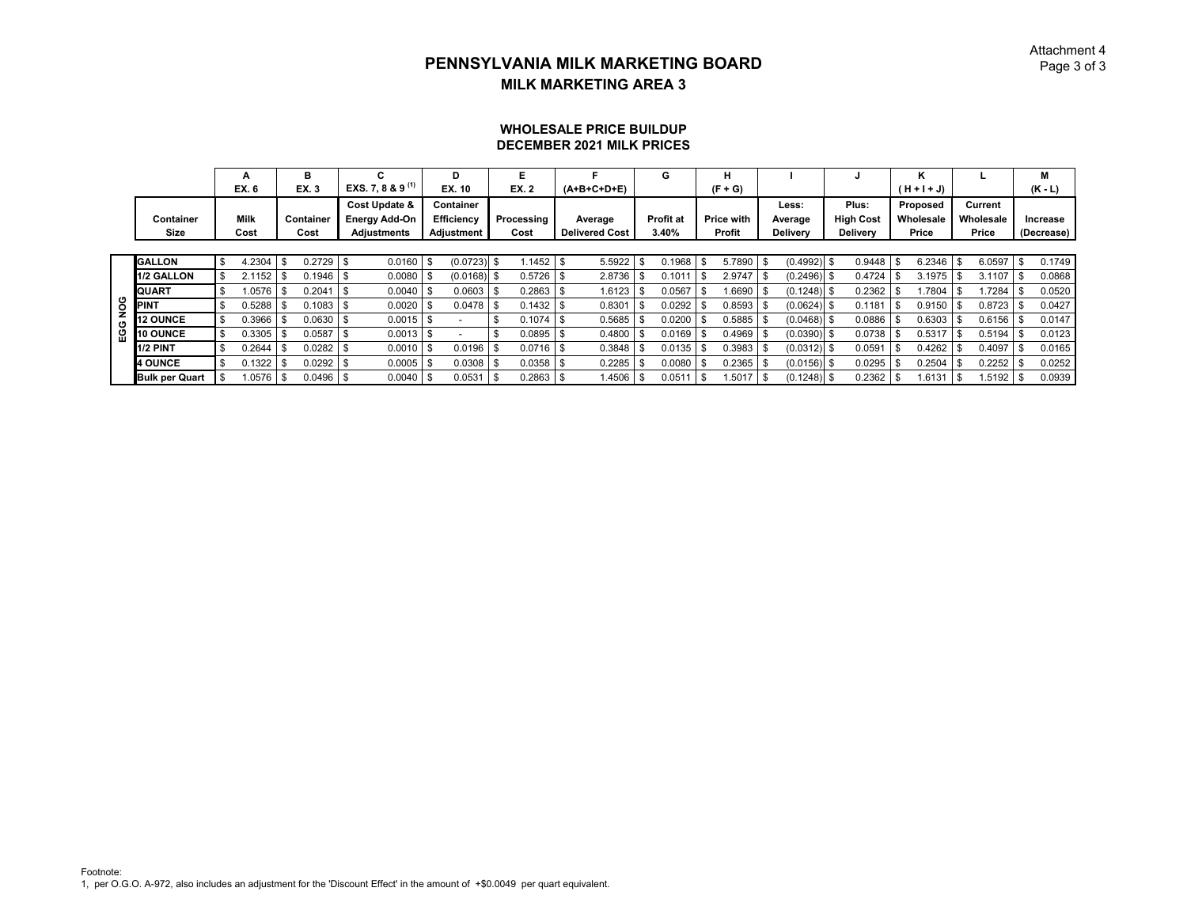Attachment 4

# PENNSYLVANIA MILK MARKETING BOARD

## MILK MARKETING AREA 3

### WHOLESALE PRICE BUILDUP
### DECEMBER 2021 MILK PRICES

| | | A | B | C | D | E | F | G | H | I | J | K | L | M |
|---|---|---|---|---|---|---|---|---|---|---|---|---|---|---|
| | | EX. 6 | EX. 3 | EXS. 7, 8 & 9 [(1)] | EX. 10 | EX. 2 | (A+B+C+D+E) | | (F + G) | | | ( H + I + J) | | (K - L) |
| | Container Size | Milk Cost | Container Cost | Cost Update & Energy Add-On Adjustments | Container Efficiency Adjustment | Processing Cost | Average Delivered Cost | Profit at 3.40% | Price with Profit | Less: Average Delivery | Plus: High Cost Delivery | Proposed Wholesale Price | Current Wholesale Price | Increase (Decrease) |
| EGG NOG | GALLON | $ 4.2304 | $ 0.2729 | $ 0.0160 | $ (0.0723) | $ 1.1452 | $ 5.5922 | $ 0.1968 | $ 5.7890 | $ (0.4992) | $ 0.9448 | $ 6.2346 | $ 6.0597 | $ 0.1749 |
| EGG NOG | 1/2 GALLON | $ 2.1152 | $ 0.1946 | $ 0.0080 | $ (0.0168) | $ 0.5726 | $ 2.8736 | $ 0.1011 | $ 2.9747 | $ (0.2496) | $ 0.4724 | $ 3.1975 | $ 3.1107 | $ 0.0868 |
| EGG NOG | QUART | $ 1.0576 | $ 0.2041 | $ 0.0040 | $ 0.0603 | $ 0.2863 | $ 1.6123 | $ 0.0567 | $ 1.6690 | $ (0.1248) | $ 0.2362 | $ 1.7804 | $ 1.7284 | $ 0.0520 |
| EGG NOG | PINT | $ 0.5288 | $ 0.1083 | $ 0.0020 | $ 0.0478 | $ 0.1432 | $ 0.8301 | $ 0.0292 | $ 0.8593 | $ (0.0624) | $ 0.1181 | $ 0.9150 | $ 0.8723 | $ 0.0427 |
| EGG NOG | 12 OUNCE | $ 0.3966 | $ 0.0630 | $ 0.0015 | $ - | $ 0.1074 | $ 0.5685 | $ 0.0200 | $ 0.5885 | $ (0.0468) | $ 0.0886 | $ 0.6303 | $ 0.6156 | $ 0.0147 |
| EGG NOG | 10 OUNCE | $ 0.3305 | $ 0.0587 | $ 0.0013 | $ - | $ 0.0895 | $ 0.4800 | $ 0.0169 | $ 0.4969 | $ (0.0390) | $ 0.0738 | $ 0.5317 | $ 0.5194 | $ 0.0123 |
| EGG NOG | 1/2 PINT | $ 0.2644 | $ 0.0282 | $ 0.0010 | $ 0.0196 | $ 0.0716 | $ 0.3848 | $ 0.0135 | $ 0.3983 | $ (0.0312) | $ 0.0591 | $ 0.4262 | $ 0.4097 | $ 0.0165 |
| EGG NOG | 4 OUNCE | $ 0.1322 | $ 0.0292 | $ 0.0005 | $ 0.0308 | $ 0.0358 | $ 0.2285 | $ 0.0080 | $ 0.2365 | $ (0.0156) | $ 0.0295 | $ 0.2504 | $ 0.2252 | $ 0.0252 |
| EGG NOG | Bulk per Quart | $ 1.0576 | $ 0.0496 | $ 0.0040 | $ 0.0531 | $ 0.2863 | $ 1.4506 | $ 0.0511 | $ 1.5017 | $ (0.1248) | $ 0.2362 | $ 1.6131 | $ 1.5192 | $ 0.0939 |

Footnote:
1, per O.G.O. A-972, also includes an adjustment for the 'Discount Effect' in the amount of +$0.0049 per quart equivalent.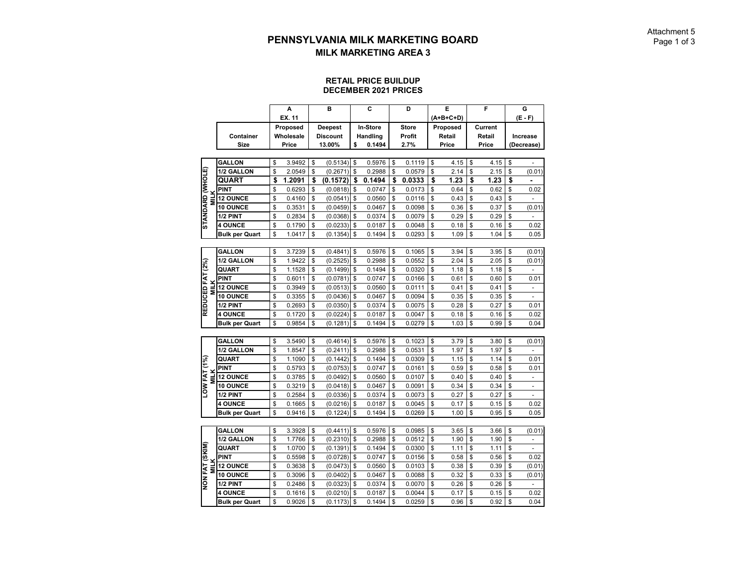# PENNSYLVANIA MILK MARKETING BOARD

## MILK MARKETING AREA 3

### RETAIL PRICE BUILDUP
### DECEMBER 2021 PRICES

| | | A | B | C | D | E | F | G |
|---|---|---|---|---|---|---|---|---|
| | | EX. 11 | | | | (A+B+C+D) | | (E - F) |
| | Container Size | Proposed Wholesale Price | Deepest Discount 13.00% | In-Store Handling $ 0.1494 | Store Profit 2.7% | Proposed Retail Price | Current Retail Price | Increase (Decrease) |
| STANDARD (WHOLE) MILK | GALLON | $ 3.9492 | $ (0.5134) | $ 0.5976 | $ 0.1119 | $ 4.15 | $ 4.15 | $ - |
| | 1/2 GALLON | $ 2.0549 | $ (0.2671) | $ 0.2988 | $ 0.0579 | $ 2.14 | $ 2.15 | $ (0.01) |
| | **QUART** | **$ 1.2091** | **$ (0.1572)** | **$ 0.1494** | **$ 0.0333** | **$ 1.23** | **$ 1.23** | **$ -** |
| | PINT | $ 0.6293 | $ (0.0818) | $ 0.0747 | $ 0.0173 | $ 0.64 | $ 0.62 | $ 0.02 |
| | 12 OUNCE | $ 0.4160 | $ (0.0541) | $ 0.0560 | $ 0.0116 | $ 0.43 | $ 0.43 | $ - |
| | 10 OUNCE | $ 0.3531 | $ (0.0459) | $ 0.0467 | $ 0.0098 | $ 0.36 | $ 0.37 | $ (0.01) |
| | 1/2 PINT | $ 0.2834 | $ (0.0368) | $ 0.0374 | $ 0.0079 | $ 0.29 | $ 0.29 | $ - |
| | 4 OUNCE | $ 0.1790 | $ (0.0233) | $ 0.0187 | $ 0.0048 | $ 0.18 | $ 0.16 | $ 0.02 |
| | Bulk per Quart | $ 1.0417 | $ (0.1354) | $ 0.1494 | $ 0.0293 | $ 1.09 | $ 1.04 | $ 0.05 |
| REDUCED FAT (2%) MILK | GALLON | $ 3.7239 | $ (0.4841) | $ 0.5976 | $ 0.1065 | $ 3.94 | $ 3.95 | $ (0.01) |
| | 1/2 GALLON | $ 1.9422 | $ (0.2525) | $ 0.2988 | $ 0.0552 | $ 2.04 | $ 2.05 | $ (0.01) |
| | QUART | $ 1.1528 | $ (0.1499) | $ 0.1494 | $ 0.0320 | $ 1.18 | $ 1.18 | $ - |
| | PINT | $ 0.6011 | $ (0.0781) | $ 0.0747 | $ 0.0166 | $ 0.61 | $ 0.60 | $ 0.01 |
| | 12 OUNCE | $ 0.3949 | $ (0.0513) | $ 0.0560 | $ 0.0111 | $ 0.41 | $ 0.41 | $ - |
| | 10 OUNCE | $ 0.3355 | $ (0.0436) | $ 0.0467 | $ 0.0094 | $ 0.35 | $ 0.35 | $ - |
| | 1/2 PINT | $ 0.2693 | $ (0.0350) | $ 0.0374 | $ 0.0075 | $ 0.28 | $ 0.27 | $ 0.01 |
| | 4 OUNCE | $ 0.1720 | $ (0.0224) | $ 0.0187 | $ 0.0047 | $ 0.18 | $ 0.16 | $ 0.02 |
| | Bulk per Quart | $ 0.9854 | $ (0.1281) | $ 0.1494 | $ 0.0279 | $ 1.03 | $ 0.99 | $ 0.04 |
| LOW FAT (1%) MILK | GALLON | $ 3.5490 | $ (0.4614) | $ 0.5976 | $ 0.1023 | $ 3.79 | $ 3.80 | $ (0.01) |
| | 1/2 GALLON | $ 1.8547 | $ (0.2411) | $ 0.2988 | $ 0.0531 | $ 1.97 | $ 1.97 | $ - |
| | QUART | $ 1.1090 | $ (0.1442) | $ 0.1494 | $ 0.0309 | $ 1.15 | $ 1.14 | $ 0.01 |
| | PINT | $ 0.5793 | $ (0.0753) | $ 0.0747 | $ 0.0161 | $ 0.59 | $ 0.58 | $ 0.01 |
| | 12 OUNCE | $ 0.3785 | $ (0.0492) | $ 0.0560 | $ 0.0107 | $ 0.40 | $ 0.40 | $ - |
| | 10 OUNCE | $ 0.3219 | $ (0.0418) | $ 0.0467 | $ 0.0091 | $ 0.34 | $ 0.34 | $ - |
| | 1/2 PINT | $ 0.2584 | $ (0.0336) | $ 0.0374 | $ 0.0073 | $ 0.27 | $ 0.27 | $ - |
| | 4 OUNCE | $ 0.1665 | $ (0.0216) | $ 0.0187 | $ 0.0045 | $ 0.17 | $ 0.15 | $ 0.02 |
| | Bulk per Quart | $ 0.9416 | $ (0.1224) | $ 0.1494 | $ 0.0269 | $ 1.00 | $ 0.95 | $ 0.05 |
| NON FAT (SKIM) MILK | GALLON | $ 3.3928 | $ (0.4411) | $ 0.5976 | $ 0.0985 | $ 3.65 | $ 3.66 | $ (0.01) |
| | 1/2 GALLON | $ 1.7766 | $ (0.2310) | $ 0.2988 | $ 0.0512 | $ 1.90 | $ 1.90 | $ - |
| | QUART | $ 1.0700 | $ (0.1391) | $ 0.1494 | $ 0.0300 | $ 1.11 | $ 1.11 | $ - |
| | PINT | $ 0.5598 | $ (0.0728) | $ 0.0747 | $ 0.0156 | $ 0.58 | $ 0.56 | $ 0.02 |
| | 12 OUNCE | $ 0.3638 | $ (0.0473) | $ 0.0560 | $ 0.0103 | $ 0.38 | $ 0.39 | $ (0.01) |
| | 10 OUNCE | $ 0.3096 | $ (0.0402) | $ 0.0467 | $ 0.0088 | $ 0.32 | $ 0.33 | $ (0.01) |
| | 1/2 PINT | $ 0.2486 | $ (0.0323) | $ 0.0374 | $ 0.0070 | $ 0.26 | $ 0.26 | $ - |
| | 4 OUNCE | $ 0.1616 | $ (0.0210) | $ 0.0187 | $ 0.0044 | $ 0.17 | $ 0.15 | $ 0.02 |
| | Bulk per Quart | $ 0.9026 | $ (0.1173) | $ 0.1494 | $ 0.0259 | $ 0.96 | $ 0.92 | $ 0.04 |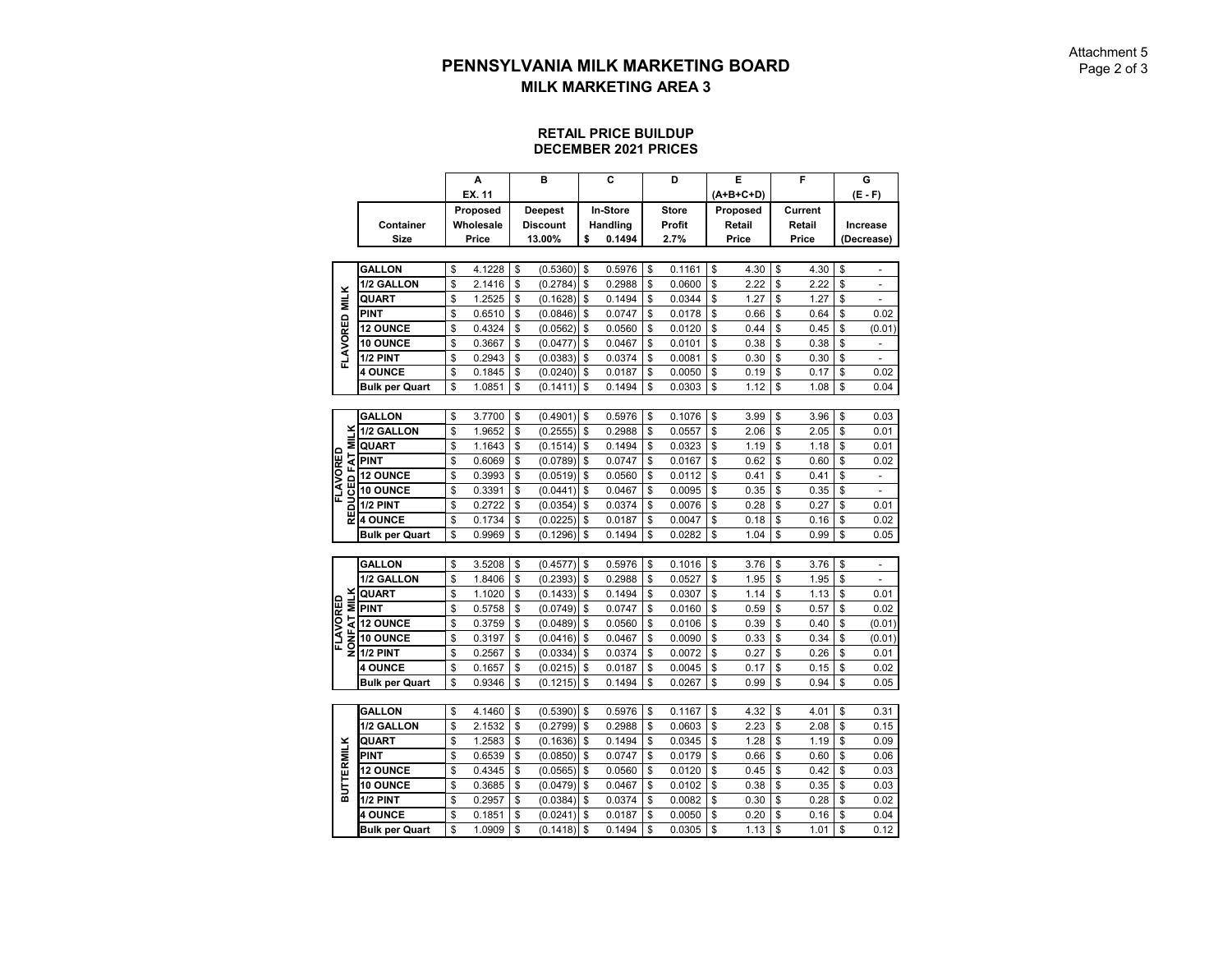# PENNSYLVANIA MILK MARKETING BOARD

## MILK MARKETING AREA 3

### RETAIL PRICE BUILDUP
### DECEMBER 2021 PRICES

| | | A | B | C | D | E | F | G |
|---|---|---|---|---|---|---|---|---|
| | | EX. 11 | | | | (A+B+C+D) | | (E - F) |
| | Container Size | Proposed Wholesale Price | Deepest Discount 13.00% | In-Store Handling $ 0.1494 | Store Profit 2.7% | Proposed Retail Price | Current Retail Price | Increase (Decrease) |
| FLAVORED MILK | GALLON | $ 4.1228 | $ (0.5360) | $ 0.5976 | $ 0.1161 | $ 4.30 | $ 4.30 | $ - |
| | 1/2 GALLON | $ 2.1416 | $ (0.2784) | $ 0.2988 | $ 0.0600 | $ 2.22 | $ 2.22 | $ - |
| | QUART | $ 1.2525 | $ (0.1628) | $ 0.1494 | $ 0.0344 | $ 1.27 | $ 1.27 | $ - |
| | PINT | $ 0.6510 | $ (0.0846) | $ 0.0747 | $ 0.0178 | $ 0.66 | $ 0.64 | $ 0.02 |
| | 12 OUNCE | $ 0.4324 | $ (0.0562) | $ 0.0560 | $ 0.0120 | $ 0.44 | $ 0.45 | $ (0.01) |
| | 10 OUNCE | $ 0.3667 | $ (0.0477) | $ 0.0467 | $ 0.0101 | $ 0.38 | $ 0.38 | $ - |
| | 1/2 PINT | $ 0.2943 | $ (0.0383) | $ 0.0374 | $ 0.0081 | $ 0.30 | $ 0.30 | $ - |
| | 4 OUNCE | $ 0.1845 | $ (0.0240) | $ 0.0187 | $ 0.0050 | $ 0.19 | $ 0.17 | $ 0.02 |
| | Bulk per Quart | $ 1.0851 | $ (0.1411) | $ 0.1494 | $ 0.0303 | $ 1.12 | $ 1.08 | $ 0.04 |
| FLAVORED REDUCED FAT MILK | GALLON | $ 3.7700 | $ (0.4901) | $ 0.5976 | $ 0.1076 | $ 3.99 | $ 3.96 | $ 0.03 |
| | 1/2 GALLON | $ 1.9652 | $ (0.2555) | $ 0.2988 | $ 0.0557 | $ 2.06 | $ 2.05 | $ 0.01 |
| | QUART | $ 1.1643 | $ (0.1514) | $ 0.1494 | $ 0.0323 | $ 1.19 | $ 1.18 | $ 0.01 |
| | PINT | $ 0.6069 | $ (0.0789) | $ 0.0747 | $ 0.0167 | $ 0.62 | $ 0.60 | $ 0.02 |
| | 12 OUNCE | $ 0.3993 | $ (0.0519) | $ 0.0560 | $ 0.0112 | $ 0.41 | $ 0.41 | $ - |
| | 10 OUNCE | $ 0.3391 | $ (0.0441) | $ 0.0467 | $ 0.0095 | $ 0.35 | $ 0.35 | $ - |
| | 1/2 PINT | $ 0.2722 | $ (0.0354) | $ 0.0374 | $ 0.0076 | $ 0.28 | $ 0.27 | $ 0.01 |
| | 4 OUNCE | $ 0.1734 | $ (0.0225) | $ 0.0187 | $ 0.0047 | $ 0.18 | $ 0.16 | $ 0.02 |
| | Bulk per Quart | $ 0.9969 | $ (0.1296) | $ 0.1494 | $ 0.0282 | $ 1.04 | $ 0.99 | $ 0.05 |
| FLAVORED NONFAT MILK | GALLON | $ 3.5208 | $ (0.4577) | $ 0.5976 | $ 0.1016 | $ 3.76 | $ 3.76 | $ - |
| | 1/2 GALLON | $ 1.8406 | $ (0.2393) | $ 0.2988 | $ 0.0527 | $ 1.95 | $ 1.95 | $ - |
| | QUART | $ 1.1020 | $ (0.1433) | $ 0.1494 | $ 0.0307 | $ 1.14 | $ 1.13 | $ 0.01 |
| | PINT | $ 0.5758 | $ (0.0749) | $ 0.0747 | $ 0.0160 | $ 0.59 | $ 0.57 | $ 0.02 |
| | 12 OUNCE | $ 0.3759 | $ (0.0489) | $ 0.0560 | $ 0.0106 | $ 0.39 | $ 0.40 | $ (0.01) |
| | 10 OUNCE | $ 0.3197 | $ (0.0416) | $ 0.0467 | $ 0.0090 | $ 0.33 | $ 0.34 | $ (0.01) |
| | 1/2 PINT | $ 0.2567 | $ (0.0334) | $ 0.0374 | $ 0.0072 | $ 0.27 | $ 0.26 | $ 0.01 |
| | 4 OUNCE | $ 0.1657 | $ (0.0215) | $ 0.0187 | $ 0.0045 | $ 0.17 | $ 0.15 | $ 0.02 |
| | Bulk per Quart | $ 0.9346 | $ (0.1215) | $ 0.1494 | $ 0.0267 | $ 0.99 | $ 0.94 | $ 0.05 |
| BUTTERMILK | GALLON | $ 4.1460 | $ (0.5390) | $ 0.5976 | $ 0.1167 | $ 4.32 | $ 4.01 | $ 0.31 |
| | 1/2 GALLON | $ 2.1532 | $ (0.2799) | $ 0.2988 | $ 0.0603 | $ 2.23 | $ 2.08 | $ 0.15 |
| | QUART | $ 1.2583 | $ (0.1636) | $ 0.1494 | $ 0.0345 | $ 1.28 | $ 1.19 | $ 0.09 |
| | PINT | $ 0.6539 | $ (0.0850) | $ 0.0747 | $ 0.0179 | $ 0.66 | $ 0.60 | $ 0.06 |
| | 12 OUNCE | $ 0.4345 | $ (0.0565) | $ 0.0560 | $ 0.0120 | $ 0.45 | $ 0.42 | $ 0.03 |
| | 10 OUNCE | $ 0.3685 | $ (0.0479) | $ 0.0467 | $ 0.0102 | $ 0.38 | $ 0.35 | $ 0.03 |
| | 1/2 PINT | $ 0.2957 | $ (0.0384) | $ 0.0374 | $ 0.0082 | $ 0.30 | $ 0.28 | $ 0.02 |
| | 4 OUNCE | $ 0.1851 | $ (0.0241) | $ 0.0187 | $ 0.0050 | $ 0.20 | $ 0.16 | $ 0.04 |
| | Bulk per Quart | $ 1.0909 | $ (0.1418) | $ 0.1494 | $ 0.0305 | $ 1.13 | $ 1.01 | $ 0.12 |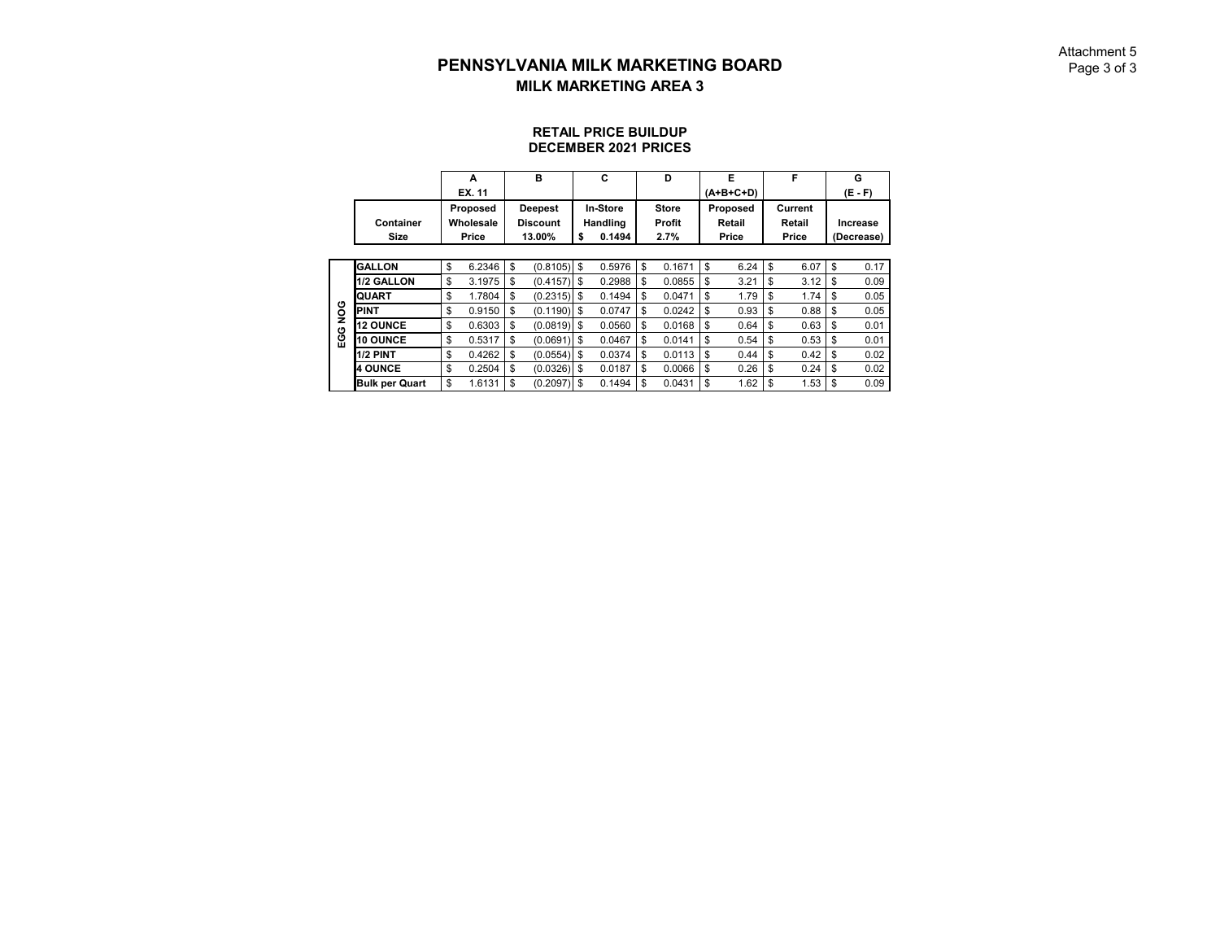Attachment 5
Page 3 of 3

# PENNSYLVANIA MILK MARKETING BOARD

## MILK MARKETING AREA 3

### RETAIL PRICE BUILDUP
### DECEMBER 2021 PRICES

| | | A | B | C | D | E | F | G |
|---|---|---|---|---|---|---|---|---|
| | | EX. 11 | | | | (A+B+C+D) | | (E - F) |
| | Container Size | Proposed Wholesale Price | Deepest Discount 13.00% | In-Store Handling $ 0.1494 | Store Profit 2.7% | Proposed Retail Price | Current Retail Price | Increase (Decrease) |
| EGG NOG | GALLON | $ 6.2346 | $ (0.8105) | $ 0.5976 | $ 0.1671 | $ 6.24 | $ 6.07 | $ 0.17 |
| EGG NOG | 1/2 GALLON | $ 3.1975 | $ (0.4157) | $ 0.2988 | $ 0.0855 | $ 3.21 | $ 3.12 | $ 0.09 |
| EGG NOG | QUART | $ 1.7804 | $ (0.2315) | $ 0.1494 | $ 0.0471 | $ 1.79 | $ 1.74 | $ 0.05 |
| EGG NOG | PINT | $ 0.9150 | $ (0.1190) | $ 0.0747 | $ 0.0242 | $ 0.93 | $ 0.88 | $ 0.05 |
| EGG NOG | 12 OUNCE | $ 0.6303 | $ (0.0819) | $ 0.0560 | $ 0.0168 | $ 0.64 | $ 0.63 | $ 0.01 |
| EGG NOG | 10 OUNCE | $ 0.5317 | $ (0.0691) | $ 0.0467 | $ 0.0141 | $ 0.54 | $ 0.53 | $ 0.01 |
| EGG NOG | 1/2 PINT | $ 0.4262 | $ (0.0554) | $ 0.0374 | $ 0.0113 | $ 0.44 | $ 0.42 | $ 0.02 |
| EGG NOG | 4 OUNCE | $ 0.2504 | $ (0.0326) | $ 0.0187 | $ 0.0066 | $ 0.26 | $ 0.24 | $ 0.02 |
| EGG NOG | Bulk per Quart | $ 1.6131 | $ (0.2097) | $ 0.1494 | $ 0.0431 | $ 1.62 | $ 1.53 | $ 0.09 |